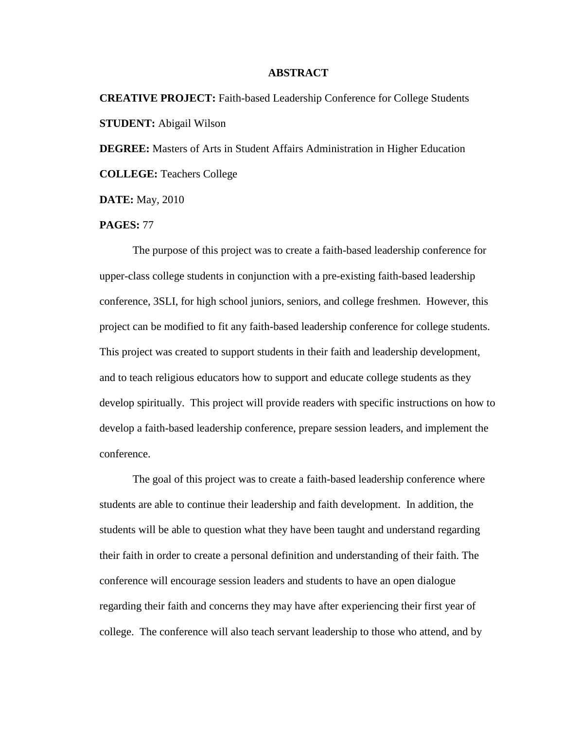# ABSTRACT

**CREATIVE PROJECT:** Faith-based Leadership Conference for College Students

**STUDENT:** Abigail Wilson

**DEGREE:** Masters of Arts in Student Affairs Administration in Higher Education

**COLLEGE:** Teachers College

**DATE:** May, 2010

**PAGES:** 77

The purpose of this project was to create a faith-based leadership conference for upper-class college students in conjunction with a pre-existing faith-based leadership conference, 3SLI, for high school juniors, seniors, and college freshmen. However, this project can be modified to fit any faith-based leadership conference for college students. This project was created to support students in their faith and leadership development, and to teach religious educators how to support and educate college students as they develop spiritually. This project will provide readers with specific instructions on how to develop a faith-based leadership conference, prepare session leaders, and implement the conference.

The goal of this project was to create a faith-based leadership conference where students are able to continue their leadership and faith development. In addition, the students will be able to question what they have been taught and understand regarding their faith in order to create a personal definition and understanding of their faith. The conference will encourage session leaders and students to have an open dialogue regarding their faith and concerns they may have after experiencing their first year of college. The conference will also teach servant leadership to those who attend, and by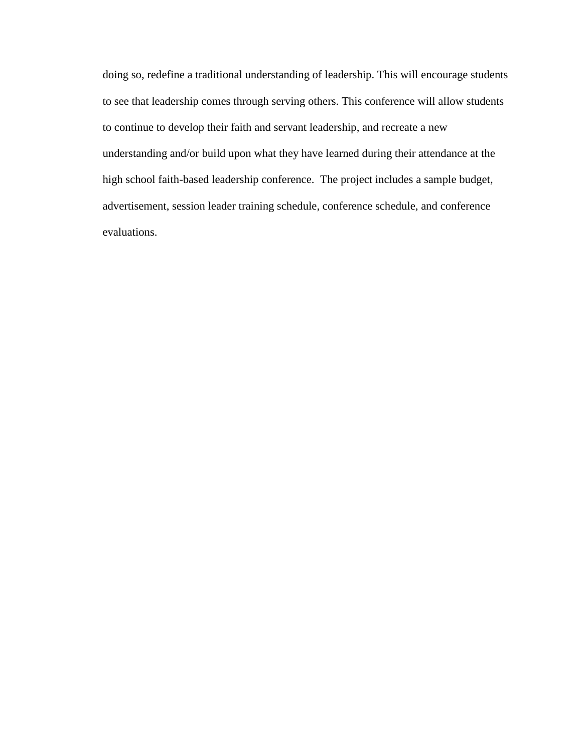doing so, redefine a traditional understanding of leadership. This will encourage students to see that leadership comes through serving others. This conference will allow students to continue to develop their faith and servant leadership, and recreate a new understanding and/or build upon what they have learned during their attendance at the high school faith-based leadership conference. The project includes a sample budget, advertisement, session leader training schedule, conference schedule, and conference evaluations.